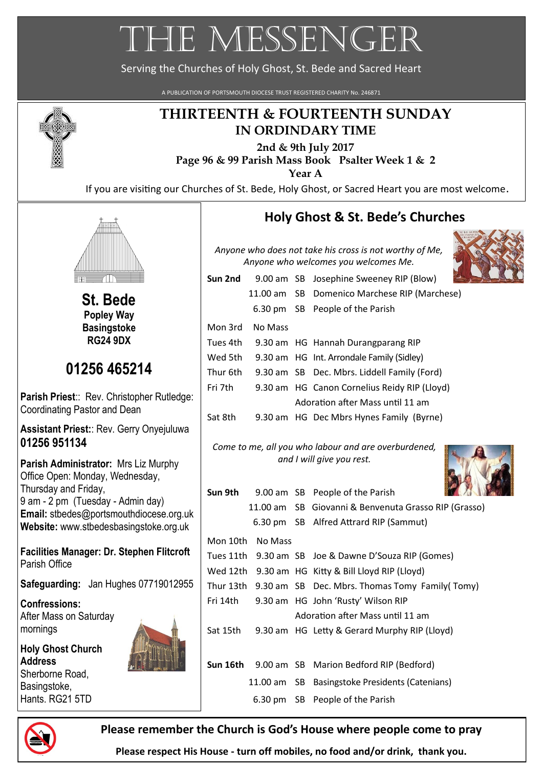# THE MESSENGER

Serving the Churches of Holy Ghost, St. Bede and Sacred Heart

A PUBLICATION OF PORTSMOUTH DIOCESE TRUST REGISTERED CHARITY No. 246871

## THIRTEENTH & FOURTEENTH SUNDAY IN ORDINARY TIME

**2nd & 9th July 2017**

**Page 96 & 99 Parish Mass Book Psalter Week 1 & 2**

**Year A**

If you are visiting our Churches of St. Bede, Holy Ghost, or Sacred Heart you are most welcome.

## St. Bede

**Popley Way**
**Basingstoke**
**RG24 9DX**

## 01256 465214

**Parish Priest**:: Rev. Christopher Rutledge: Coordinating Pastor and Dean

**Assistant Priest:**: Rev. Gerry Onyejuluwa
**01256 951134**

**Parish Administrator:** Mrs Liz Murphy
Office Open: Monday, Wednesday, Thursday and Friday,
9 am - 2 pm (Tuesday - Admin day)
**Email:** stbedes@portsmouthdiocese.org.uk
**Website:** www.stbedesbasingstoke.org.uk

**Facilities Manager: Dr. Stephen Flitcroft**
Parish Office

**Safeguarding:** Jan Hughes 07719012955

**Confessions:**
After Mass on Saturday mornings

**Holy Ghost Church Address**
Sherborne Road,
Basingstoke,
Hants. RG21 5TD

## Holy Ghost & St. Bede's Churches

*Anyone who does not take his cross is not worthy of Me,*
*Anyone who welcomes you welcomes Me.*

| | | | |
|---|---|---|---|
| **Sun 2nd** | 9.00 am | SB | Josephine Sweeney RIP (Blow) |
| | 11.00 am | SB | Domenico Marchese RIP (Marchese) |
| | 6.30 pm | SB | People of the Parish |
| Mon 3rd | No Mass | | |
| Tues 4th | 9.30 am | HG | Hannah Durangparang RIP |
| Wed 5th | 9.30 am | HG | Int. Arrondale Family (Sidley) |
| Thur 6th | 9.30 am | SB | Dec. Mbrs. Liddell Family (Ford) |
| Fri 7th | 9.30 am | HG | Canon Cornelius Reidy RIP (Lloyd) |
| | | | Adoration after Mass until 11 am |
| Sat 8th | 9.30 am | HG | Dec Mbrs Hynes Family (Byrne) |

*Come to me, all you who labour and are overburdened,*
*and I will give you rest.*

| | | | |
|---|---|---|---|
| **Sun 9th** | 9.00 am | SB | People of the Parish |
| | 11.00 am | SB | Giovanni & Benvenuta Grasso RIP (Grasso) |
| | 6.30 pm | SB | Alfred Attard RIP (Sammut) |
| Mon 10th | No Mass | | |
| Tues 11th | 9.30 am | SB | Joe & Dawne D'Souza RIP (Gomes) |
| Wed 12th | 9.30 am | HG | Kitty & Bill Lloyd RIP (Lloyd) |
| Thur 13th | 9.30 am | SB | Dec. Mbrs. Thomas Tomy Family( Tomy) |
| Fri 14th | 9.30 am | HG | John 'Rusty' Wilson RIP |
| | | | Adoration after Mass until 11 am |
| Sat 15th | 9.30 am | HG | Letty & Gerard Murphy RIP (Lloyd) |
| **Sun 16th** | 9.00 am | SB | Marion Bedford RIP (Bedford) |
| | 11.00 am | SB | Basingstoke Presidents (Catenians) |
| | 6.30 pm | SB | People of the Parish |

**Please remember the Church is God's House where people come to pray**

**Please respect His House - turn off mobiles, no food and/or drink, thank you.**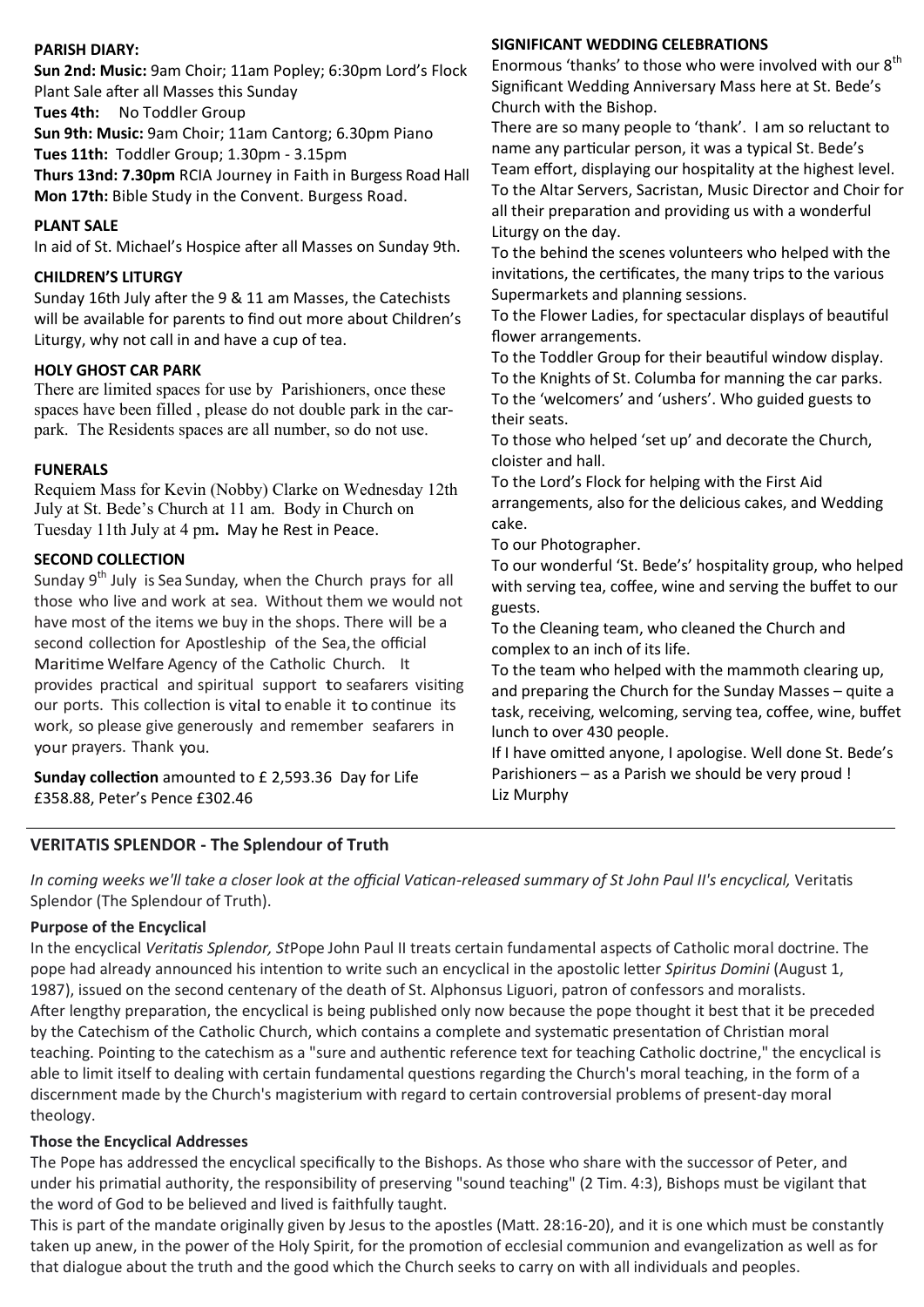**PARISH DIARY:**

**Sun 2nd: Music:** 9am Choir; 11am Popley; 6:30pm Lord's Flock

Plant Sale after all Masses this Sunday

**Tues 4th:** No Toddler Group

**Sun 9th: Music:** 9am Choir; 11am Cantorg; 6.30pm Piano

**Tues 11th:** Toddler Group; 1.30pm - 3.15pm

**Thurs 13nd: 7.30pm** RCIA Journey in Faith in Burgess Road Hall

**Mon 17th:** Bible Study in the Convent. Burgess Road.

**PLANT SALE**

In aid of St. Michael's Hospice after all Masses on Sunday 9th.

**CHILDREN'S LITURGY**

Sunday 16th July after the 9 & 11 am Masses, the Catechists will be available for parents to find out more about Children's Liturgy, why not call in and have a cup of tea.

**HOLY GHOST CAR PARK**

There are limited spaces for use by Parishioners, once these spaces have been filled , please do not double park in the carpark. The Residents spaces are all number, so do not use.

**FUNERALS**

Requiem Mass for Kevin (Nobby) Clarke on Wednesday 12th July at St. Bede's Church at 11 am. Body in Church on Tuesday 11th July at 4 pm**.** May he Rest in Peace.

**SECOND COLLECTION**

Sunday 9th July is Sea Sunday, when the Church prays for all those who live and work at sea. Without them we would not have most of the items we buy in the shops. There will be a second collection for Apostleship of the Sea, the official Maritime Welfare Agency of the Catholic Church. It provides practical and spiritual support to seafarers visiting our ports. This collection is vital to enable it to continue its work, so please give generously and remember seafarers in your prayers. Thank you.

**Sunday collection** amounted to £ 2,593.36 Day for Life £358.88, Peter's Pence £302.46

**SIGNIFICANT WEDDING CELEBRATIONS**

Enormous 'thanks' to those who were involved with our 8th Significant Wedding Anniversary Mass here at St. Bede's Church with the Bishop.

There are so many people to 'thank'. I am so reluctant to name any particular person, it was a typical St. Bede's Team effort, displaying our hospitality at the highest level.

To the Altar Servers, Sacristan, Music Director and Choir for all their preparation and providing us with a wonderful Liturgy on the day.

To the behind the scenes volunteers who helped with the invitations, the certificates, the many trips to the various Supermarkets and planning sessions.

To the Flower Ladies, for spectacular displays of beautiful flower arrangements.

To the Toddler Group for their beautiful window display.

To the Knights of St. Columba for manning the car parks.

To the 'welcomers' and 'ushers'. Who guided guests to their seats.

To those who helped 'set up' and decorate the Church, cloister and hall.

To the Lord's Flock for helping with the First Aid arrangements, also for the delicious cakes, and Wedding cake.

To our Photographer.

To our wonderful 'St. Bede's' hospitality group, who helped with serving tea, coffee, wine and serving the buffet to our guests.

To the Cleaning team, who cleaned the Church and complex to an inch of its life.

To the team who helped with the mammoth clearing up, and preparing the Church for the Sunday Masses – quite a task, receiving, welcoming, serving tea, coffee, wine, buffet lunch to over 430 people.

If I have omitted anyone, I apologise. Well done St. Bede's Parishioners – as a Parish we should be very proud !

Liz Murphy

---

**VERITATIS SPLENDOR - The Splendour of Truth**

*In coming weeks we'll take a closer look at the official Vatican-released summary of St John Paul II's encyclical,* Veritatis Splendor (The Splendour of Truth).

**Purpose of the Encyclical**

In the encyclical *Veritatis Splendor, St*Pope John Paul II treats certain fundamental aspects of Catholic moral doctrine. The pope had already announced his intention to write such an encyclical in the apostolic letter *Spiritus Domini* (August 1, 1987), issued on the second centenary of the death of St. Alphonsus Liguori, patron of confessors and moralists. After lengthy preparation, the encyclical is being published only now because the pope thought it best that it be preceded by the Catechism of the Catholic Church, which contains a complete and systematic presentation of Christian moral teaching. Pointing to the catechism as a "sure and authentic reference text for teaching Catholic doctrine," the encyclical is able to limit itself to dealing with certain fundamental questions regarding the Church's moral teaching, in the form of a discernment made by the Church's magisterium with regard to certain controversial problems of present-day moral theology.

**Those the Encyclical Addresses**

The Pope has addressed the encyclical specifically to the Bishops. As those who share with the successor of Peter, and under his primatial authority, the responsibility of preserving "sound teaching" (2 Tim. 4:3), Bishops must be vigilant that the word of God to be believed and lived is faithfully taught.

This is part of the mandate originally given by Jesus to the apostles (Matt. 28:16-20), and it is one which must be constantly taken up anew, in the power of the Holy Spirit, for the promotion of ecclesial communion and evangelization as well as for that dialogue about the truth and the good which the Church seeks to carry on with all individuals and peoples.